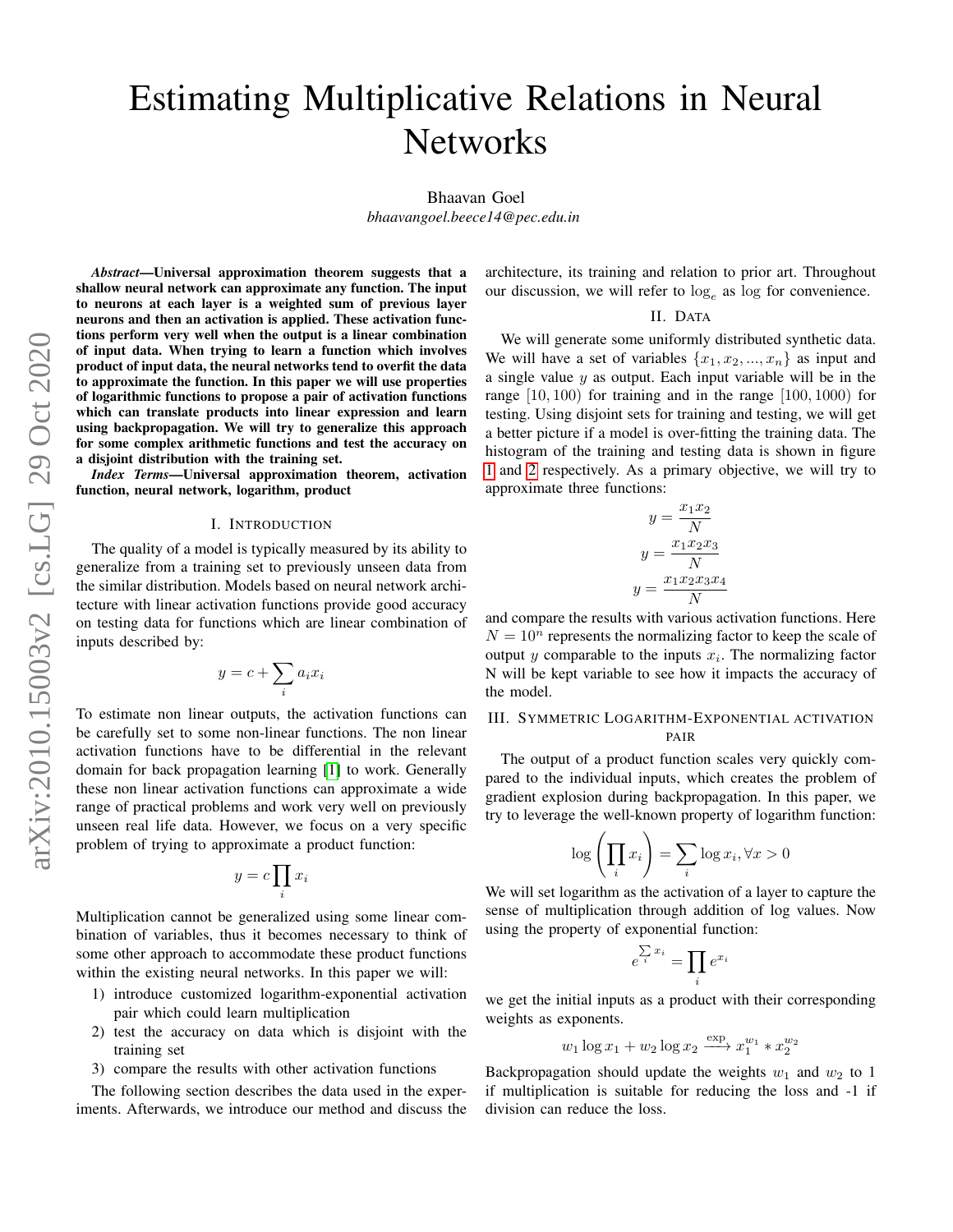# Estimating Multiplicative Relations in Neural Networks

Bhaavan Goel
*bhaavangoel.beece14@pec.edu.in*

***Abstract*—Universal approximation theorem suggests that a shallow neural network can approximate any function. The input to neurons at each layer is a weighted sum of previous layer neurons and then an activation is applied. These activation functions perform very well when the output is a linear combination of input data. When trying to learn a function which involves product of input data, the neural networks tend to overfit the data to approximate the function. In this paper we will use properties of logarithmic functions to propose a pair of activation functions which can translate products into linear expression and learn using backpropagation. We will try to generalize this approach for some complex arithmetic functions and test the accuracy on a disjoint distribution with the training set.**

***Index Terms*—Universal approximation theorem, activation function, neural network, logarithm, product**

## I. Introduction

The quality of a model is typically measured by its ability to generalize from a training set to previously unseen data from the similar distribution. Models based on neural network architecture with linear activation functions provide good accuracy on testing data for functions which are linear combination of inputs described by:

$$y = c + \sum_i a_i x_i$$

To estimate non linear outputs, the activation functions can be carefully set to some non-linear functions. The non linear activation functions have to be differential in the relevant domain for back propagation learning [1] to work. Generally these non linear activation functions can approximate a wide range of practical problems and work very well on previously unseen real life data. However, we focus on a very specific problem of trying to approximate a product function:

$$y = c \prod_i x_i$$

Multiplication cannot be generalized using some linear combination of variables, thus it becomes necessary to think of some other approach to accommodate these product functions within the existing neural networks. In this paper we will:

1) introduce customized logarithm-exponential activation pair which could learn multiplication
2) test the accuracy on data which is disjoint with the training set
3) compare the results with other activation functions

The following section describes the data used in the experiments. Afterwards, we introduce our method and discuss the architecture, its training and relation to prior art. Throughout our discussion, we will refer to $\log_e$ as $\log$ for convenience.

## II. Data

We will generate some uniformly distributed synthetic data. We will have a set of variables $\{x_1, x_2, ..., x_n\}$ as input and a single value $y$ as output. Each input variable will be in the range $[10, 100)$ for training and in the range $[100, 1000)$ for testing. Using disjoint sets for training and testing, we will get a better picture if a model is over-fitting the training data. The histogram of the training and testing data is shown in figure 1 and 2 respectively. As a primary objective, we will try to approximate three functions:

$$y = \frac{x_1 x_2}{N}$$

$$y = \frac{x_1 x_2 x_3}{N}$$

$$y = \frac{x_1 x_2 x_3 x_4}{N}$$

and compare the results with various activation functions. Here $N = 10^n$ represents the normalizing factor to keep the scale of output $y$ comparable to the inputs $x_i$. The normalizing factor N will be kept variable to see how it impacts the accuracy of the model.

## III. Symmetric Logarithm-Exponential activation pair

The output of a product function scales very quickly compared to the individual inputs, which creates the problem of gradient explosion during backpropagation. In this paper, we try to leverage the well-known property of logarithm function:

$$\log\left(\prod_i x_i\right) = \sum_i \log x_i, \forall x > 0$$

We will set logarithm as the activation of a layer to capture the sense of multiplication through addition of log values. Now using the property of exponential function:

$$e^{\sum_i x_i} = \prod_i e^{x_i}$$

we get the initial inputs as a product with their corresponding weights as exponents.

$$w_1 \log x_1 + w_2 \log x_2 \xrightarrow{\exp} x_1^{w_1} * x_2^{w_2}$$

Backpropagation should update the weights $w_1$ and $w_2$ to 1 if multiplication is suitable for reducing the loss and -1 if division can reduce the loss.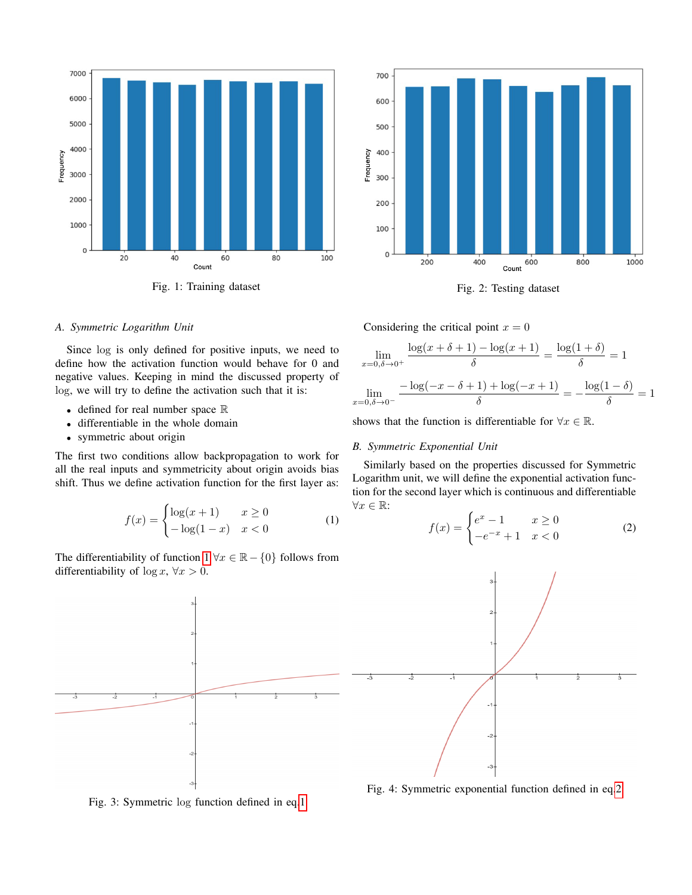Fig. 1: Training dataset

Fig. 2: Testing dataset

### A. Symmetric Logarithm Unit

Since log is only defined for positive inputs, we need to define how the activation function would behave for 0 and negative values. Keeping in mind the discussed property of log, we will try to define the activation such that it is:

- defined for real number space $\mathbb{R}$
- differentiable in the whole domain
- symmetric about origin

The first two conditions allow backpropagation to work for all the real inputs and symmetricity about origin avoids bias shift. Thus we define activation function for the first layer as:

$$f(x) = \begin{cases} \log(x+1) & x \geq 0 \\ -\log(1-x) & x < 0 \end{cases} \tag{1}$$

The differentiability of function 1 $\forall x \in \mathbb{R} - \{0\}$ follows from differentiability of $\log x$, $\forall x > 0$.

Fig. 3: Symmetric log function defined in eq.1

Considering the critical point $x = 0$

$$\lim_{x=0,\delta \to 0^+} \frac{\log(x+\delta+1) - \log(x+1)}{\delta} = \frac{\log(1+\delta)}{\delta} = 1$$

$$\lim_{x=0,\delta \to 0^-} \frac{-\log(-x-\delta+1) + \log(-x+1)}{\delta} = -\frac{\log(1-\delta)}{\delta} = 1$$

shows that the function is differentiable for $\forall x \in \mathbb{R}$.

### B. Symmetric Exponential Unit

Similarly based on the properties discussed for Symmetric Logarithm unit, we will define the exponential activation function for the second layer which is continuous and differentiable $\forall x \in \mathbb{R}$:

$$f(x) = \begin{cases} e^x - 1 & x \geq 0 \\ -e^{-x} + 1 & x < 0 \end{cases} \tag{2}$$

Fig. 4: Symmetric exponential function defined in eq.2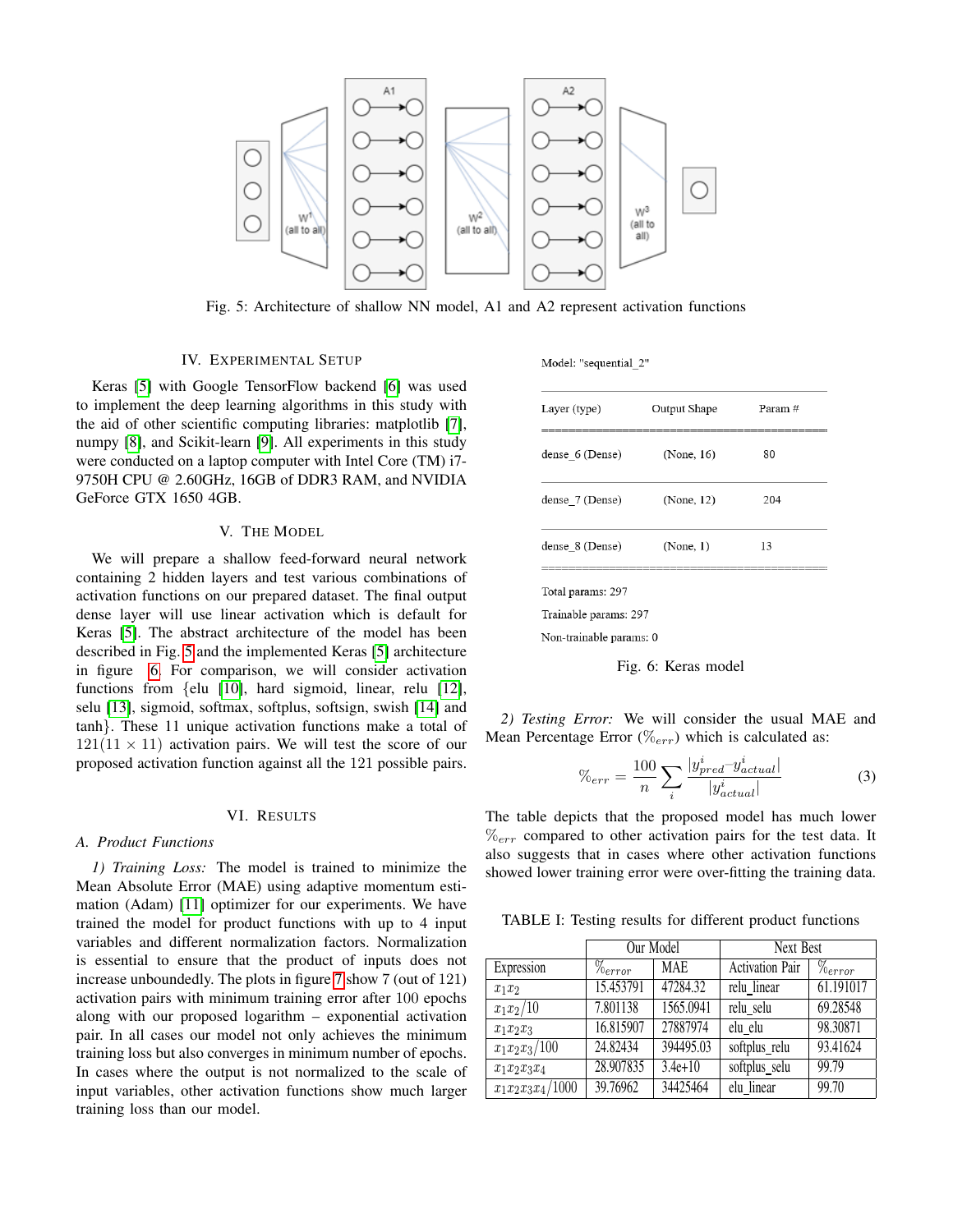Fig. 5: Architecture of shallow NN model, A1 and A2 represent activation functions

## IV. Experimental Setup

Keras [5] with Google TensorFlow backend [6] was used to implement the deep learning algorithms in this study with the aid of other scientific computing libraries: matplotlib [7], numpy [8], and Scikit-learn [9]. All experiments in this study were conducted on a laptop computer with Intel Core (TM) i7-9750H CPU @ 2.60GHz, 16GB of DDR3 RAM, and NVIDIA GeForce GTX 1650 4GB.

## V. The Model

We will prepare a shallow feed-forward neural network containing 2 hidden layers and test various combinations of activation functions on our prepared dataset. The final output dense layer will use linear activation which is default for Keras [5]. The abstract architecture of the model has been described in Fig. 5 and the implemented Keras [5] architecture in figure 6. For comparison, we will consider activation functions from {elu [10], hard sigmoid, linear, relu [12], selu [13], sigmoid, softmax, softplus, softsign, swish [14] and tanh}. These 11 unique activation functions make a total of $121 (11 \times 11)$ activation pairs. We will test the score of our proposed activation function against all the 121 possible pairs.

## VI. Results

### A. Product Functions

*1) Training Loss:* The model is trained to minimize the Mean Absolute Error (MAE) using adaptive momentum estimation (Adam) [11] optimizer for our experiments. We have trained the model for product functions with up to 4 input variables and different normalization factors. Normalization is essential to ensure that the product of inputs does not increase unboundedly. The plots in figure 7 show 7 (out of 121) activation pairs with minimum training error after 100 epochs along with our proposed logarithm – exponential activation pair. In all cases our model not only achieves the minimum training loss but also converges in minimum number of epochs. In cases where the output is not normalized to the scale of input variables, other activation functions show much larger training loss than our model.

Model: "sequential_2"

| Layer (type) | Output Shape | Param # |
|---|---|---|
| dense_6 (Dense) | (None, 16) | 80 |
| dense_7 (Dense) | (None, 12) | 204 |
| dense_8 (Dense) | (None, 1) | 13 |

Total params: 297

Trainable params: 297

Non-trainable params: 0

Fig. 6: Keras model

*2) Testing Error:* We will consider the usual MAE and Mean Percentage Error ($\%_{err}$) which is calculated as:

$$\%_{err} = \frac{100}{n} \sum_{i} \frac{|y^{i}_{pred} - y^{i}_{actual}|}{|y^{i}_{actual}|} \tag{3}$$

The table depicts that the proposed model has much lower $\%_{err}$ compared to other activation pairs for the test data. It also suggests that in cases where other activation functions showed lower training error were over-fitting the training data.

TABLE I: Testing results for different product functions

| | Our Model | | Next Best | |
|---|---|---|---|---|
| Expression | $\%_{error}$ | MAE | Activation Pair | $\%_{error}$ |
| $x_1x_2$ | 15.453791 | 47284.32 | relu_linear | 61.191017 |
| $x_1x_2/10$ | 7.801138 | 1565.0941 | relu_selu | 69.28548 |
| $x_1x_2x_3$ | 16.815907 | 27887974 | elu_elu | 98.30871 |
| $x_1x_2x_3/100$ | 24.82434 | 394495.03 | softplus_relu | 93.41624 |
| $x_1x_2x_3x_4$ | 28.907835 | 3.4e+10 | softplus_selu | 99.79 |
| $x_1x_2x_3x_4/1000$ | 39.76962 | 34425464 | elu_linear | 99.70 |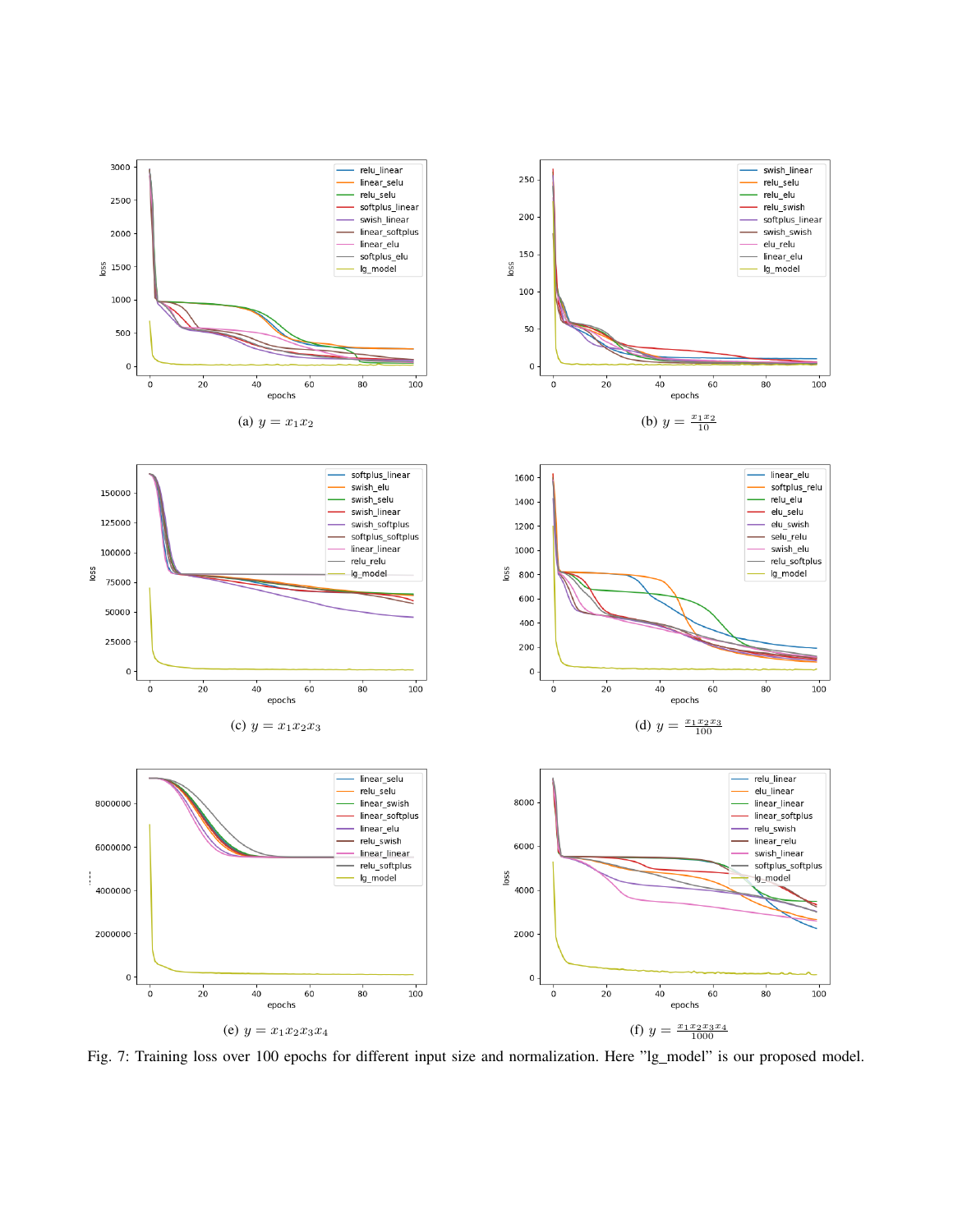(a) $y = x_1 x_2$

(b) $y = \frac{x_1 x_2}{10}$

(c) $y = x_1 x_2 x_3$

(d) $y = \frac{x_1 x_2 x_3}{100}$

(e) $y = x_1 x_2 x_3 x_4$

(f) $y = \frac{x_1 x_2 x_3 x_4}{1000}$

Fig. 7: Training loss over 100 epochs for different input size and normalization. Here "lg_model" is our proposed model.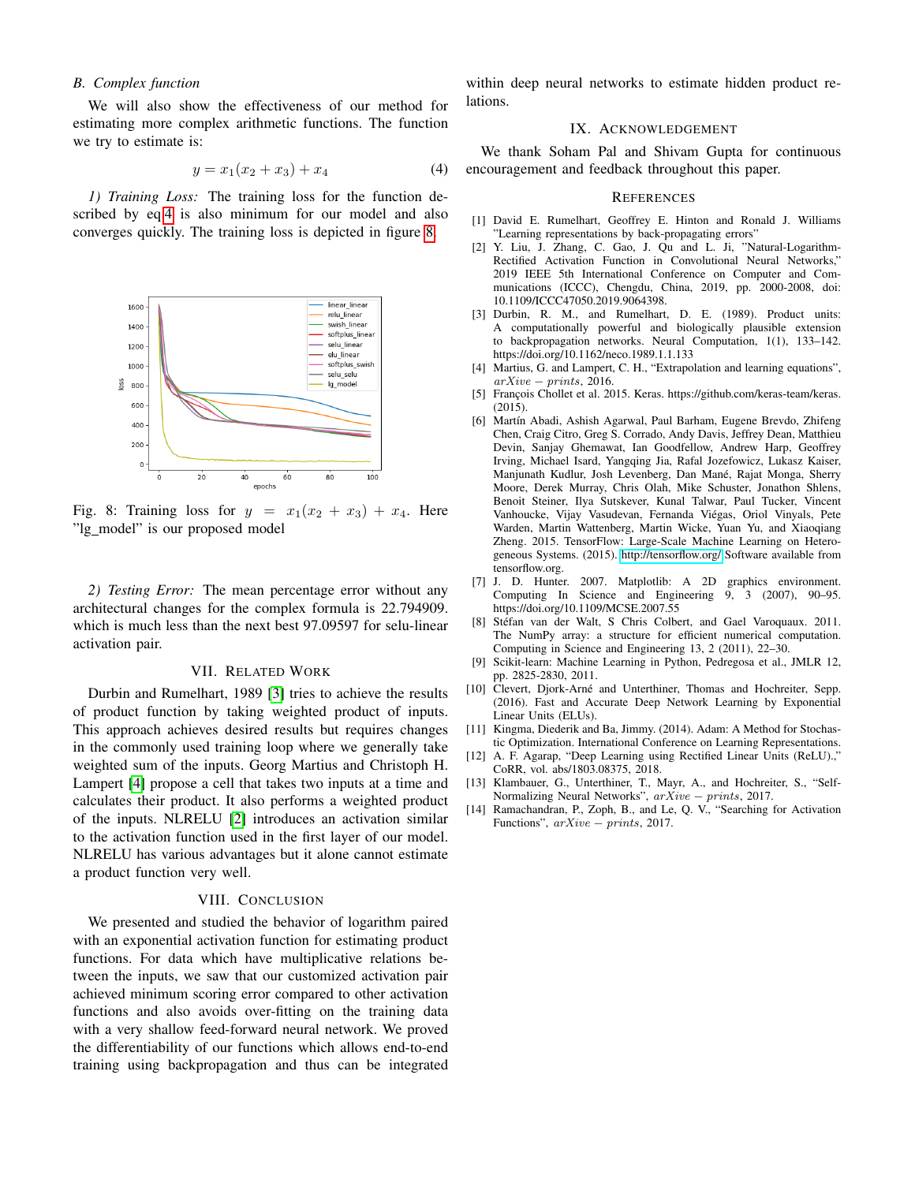### B. Complex function

We will also show the effectiveness of our method for estimating more complex arithmetic functions. The function we try to estimate is:

$$y = x_1(x_2 + x_3) + x_4 \tag{4}$$

*1) Training Loss:* The training loss for the function described by eq 4 is also minimum for our model and also converges quickly. The training loss is depicted in figure 8.

1600
1400
1200
1000
800
600
400
200
0
loss
0
20
40
60
80
100
epochs
linear_linear
relu_linear
swish_linear
softplus_linear
selu_linear
elu_linear
softplus_swish
selu_selu
lg_model

Fig. 8: Training loss for $y = x_1(x_2 + x_3) + x_4$. Here "lg_model" is our proposed model

*2) Testing Error:* The mean percentage error without any architectural changes for the complex formula is 22.794909. which is much less than the next best 97.09597 for selu-linear activation pair.

## VII. Related Work

Durbin and Rumelhart, 1989 [3] tries to achieve the results of product function by taking weighted product of inputs. This approach achieves desired results but requires changes in the commonly used training loop where we generally take weighted sum of the inputs. Georg Martius and Christoph H. Lampert [4] propose a cell that takes two inputs at a time and calculates their product. It also performs a weighted product of the inputs. NLRELU [2] introduces an activation similar to the activation function used in the first layer of our model. NLRELU has various advantages but it alone cannot estimate a product function very well.

## VIII. Conclusion

We presented and studied the behavior of logarithm paired with an exponential activation function for estimating product functions. For data which have multiplicative relations between the inputs, we saw that our customized activation pair achieved minimum scoring error compared to other activation functions and also avoids over-fitting on the training data with a very shallow feed-forward neural network. We proved the differentiability of our functions which allows end-to-end training using backpropagation and thus can be integrated within deep neural networks to estimate hidden product relations.

## IX. Acknowledgement

We thank Soham Pal and Shivam Gupta for continuous encouragement and feedback throughout this paper.

## References

[1] David E. Rumelhart, Geoffrey E. Hinton and Ronald J. Williams "Learning representations by back-propagating errors"

[2] Y. Liu, J. Zhang, C. Gao, J. Qu and L. Ji, "Natural-Logarithm-Rectified Activation Function in Convolutional Neural Networks," 2019 IEEE 5th International Conference on Computer and Communications (ICCC), Chengdu, China, 2019, pp. 2000-2008, doi: 10.1109/ICCC47050.2019.9064398.

[3] Durbin, R. M., and Rumelhart, D. E. (1989). Product units: A computationally powerful and biologically plausible extension to backpropagation networks. Neural Computation, 1(1), 133–142. https://doi.org/10.1162/neco.1989.1.1.133

[4] Martius, G. and Lampert, C. H., "Extrapolation and learning equations", *arXive – prints*, 2016.

[5] François Chollet et al. 2015. Keras. https://github.com/keras-team/keras. (2015).

[6] Martín Abadi, Ashish Agarwal, Paul Barham, Eugene Brevdo, Zhifeng Chen, Craig Citro, Greg S. Corrado, Andy Davis, Jeffrey Dean, Matthieu Devin, Sanjay Ghemawat, Ian Goodfellow, Andrew Harp, Geoffrey Irving, Michael Isard, Yangqing Jia, Rafal Jozefowicz, Lukasz Kaiser, Manjunath Kudlur, Josh Levenberg, Dan Mané, Rajat Monga, Sherry Moore, Derek Murray, Chris Olah, Mike Schuster, Jonathon Shlens, Benoit Steiner, Ilya Sutskever, Kunal Talwar, Paul Tucker, Vincent Vanhoucke, Vijay Vasudevan, Fernanda Viégas, Oriol Vinyals, Pete Warden, Martin Wattenberg, Martin Wicke, Yuan Yu, and Xiaoqiang Zheng. 2015. TensorFlow: Large-Scale Machine Learning on Heterogeneous Systems. (2015). http://tensorflow.org/ Software available from tensorflow.org.

[7] J. D. Hunter. 2007. Matplotlib: A 2D graphics environment. Computing In Science and Engineering 9, 3 (2007), 90–95. https://doi.org/10.1109/MCSE.2007.55

[8] Stéfan van der Walt, S Chris Colbert, and Gael Varoquaux. 2011. The NumPy array: a structure for efficient numerical computation. Computing in Science and Engineering 13, 2 (2011), 22–30.

[9] Scikit-learn: Machine Learning in Python, Pedregosa et al., JMLR 12, pp. 2825-2830, 2011.

[10] Clevert, Djork-Arné and Unterthiner, Thomas and Hochreiter, Sepp. (2016). Fast and Accurate Deep Network Learning by Exponential Linear Units (ELUs).

[11] Kingma, Diederik and Ba, Jimmy. (2014). Adam: A Method for Stochastic Optimization. International Conference on Learning Representations.

[12] A. F. Agarap, "Deep Learning using Rectified Linear Units (ReLU).," CoRR, vol. abs/1803.08375, 2018.

[13] Klambauer, G., Unterthiner, T., Mayr, A., and Hochreiter, S., "Self-Normalizing Neural Networks", *arXive – prints*, 2017.

[14] Ramachandran, P., Zoph, B., and Le, Q. V., "Searching for Activation Functions", *arXive – prints*, 2017.